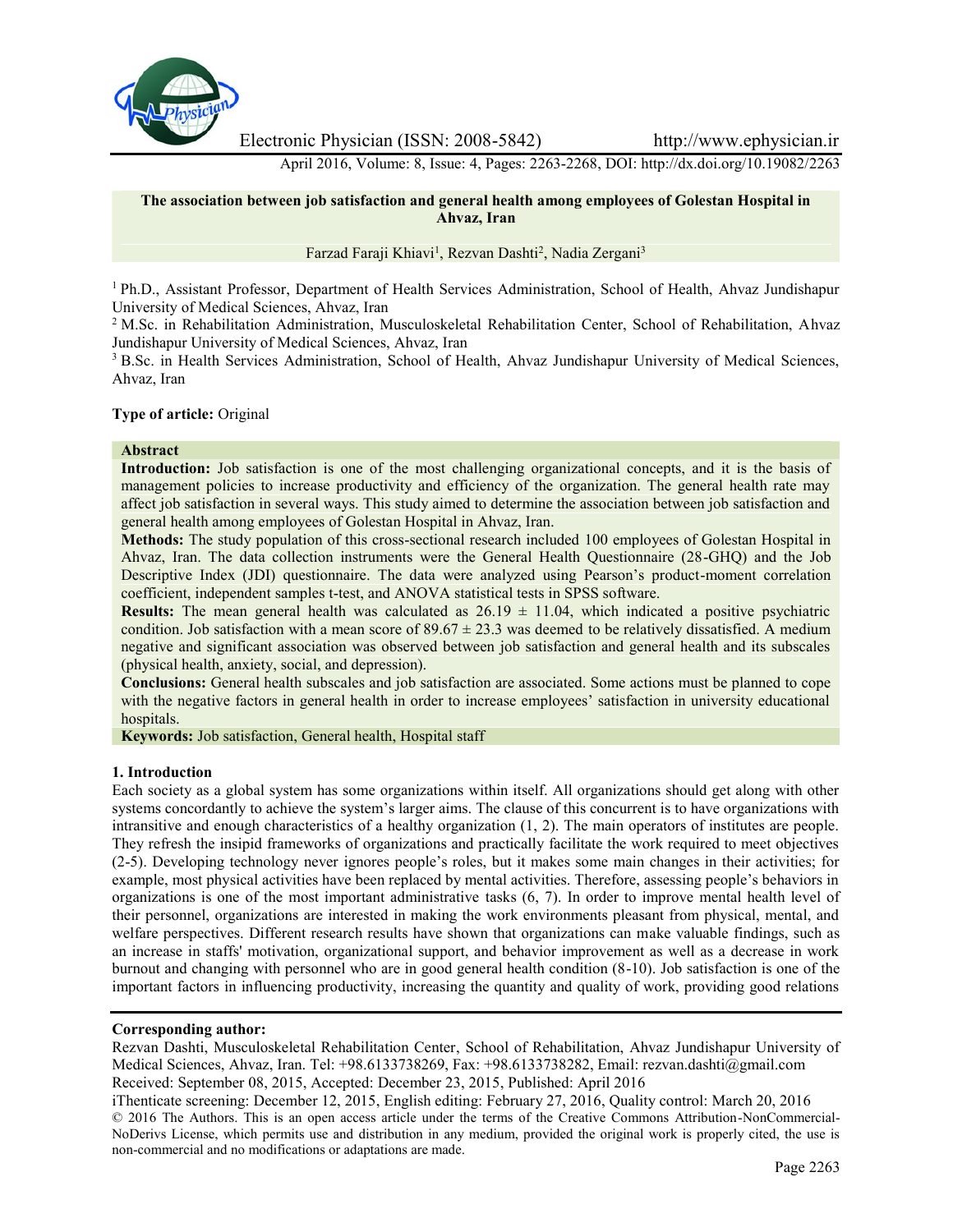# The association between job satisfaction and general health among employees of Golestan Hospital in Ahvaz, Iran

Farzad Faraji Khiavi[1], Rezvan Dashti[2], Nadia Zergani[3]

[1] Ph.D., Assistant Professor, Department of Health Services Administration, School of Health, Ahvaz Jundishapur University of Medical Sciences, Ahvaz, Iran

[2] M.Sc. in Rehabilitation Administration, Musculoskeletal Rehabilitation Center, School of Rehabilitation, Ahvaz Jundishapur University of Medical Sciences, Ahvaz, Iran

[3] B.Sc. in Health Services Administration, School of Health, Ahvaz Jundishapur University of Medical Sciences, Ahvaz, Iran

**Type of article:** Original

**Abstract**

**Introduction:** Job satisfaction is one of the most challenging organizational concepts, and it is the basis of management policies to increase productivity and efficiency of the organization. The general health rate may affect job satisfaction in several ways. This study aimed to determine the association between job satisfaction and general health among employees of Golestan Hospital in Ahvaz, Iran.

**Methods:** The study population of this cross-sectional research included 100 employees of Golestan Hospital in Ahvaz, Iran. The data collection instruments were the General Health Questionnaire (28-GHQ) and the Job Descriptive Index (JDI) questionnaire. The data were analyzed using Pearson's product-moment correlation coefficient, independent samples t-test, and ANOVA statistical tests in SPSS software.

**Results:** The mean general health was calculated as $26.19 \pm 11.04$, which indicated a positive psychiatric condition. Job satisfaction with a mean score of $89.67 \pm 23.3$ was deemed to be relatively dissatisfied. A medium negative and significant association was observed between job satisfaction and general health and its subscales (physical health, anxiety, social, and depression).

**Conclusions:** General health subscales and job satisfaction are associated. Some actions must be planned to cope with the negative factors in general health in order to increase employees' satisfaction in university educational hospitals.

**Keywords:** Job satisfaction, General health, Hospital staff

## 1. Introduction

Each society as a global system has some organizations within itself. All organizations should get along with other systems concordantly to achieve the system's larger aims. The clause of this concurrent is to have organizations with intransitive and enough characteristics of a healthy organization (1, 2). The main operators of institutes are people. They refresh the insipid frameworks of organizations and practically facilitate the work required to meet objectives (2-5). Developing technology never ignores people's roles, but it makes some main changes in their activities; for example, most physical activities have been replaced by mental activities. Therefore, assessing people's behaviors in organizations is one of the most important administrative tasks (6, 7). In order to improve mental health level of their personnel, organizations are interested in making the work environments pleasant from physical, mental, and welfare perspectives. Different research results have shown that organizations can make valuable findings, such as an increase in staffs' motivation, organizational support, and behavior improvement as well as a decrease in work burnout and changing with personnel who are in good general health condition (8-10). Job satisfaction is one of the important factors in influencing productivity, increasing the quantity and quality of work, providing good relations

**Corresponding author:**
Rezvan Dashti, Musculoskeletal Rehabilitation Center, School of Rehabilitation, Ahvaz Jundishapur University of Medical Sciences, Ahvaz, Iran. Tel: +98.6133738269, Fax: +98.6133738282, Email: rezvan.dashti@gmail.com
Received: September 08, 2015, Accepted: December 23, 2015, Published: April 2016
iThenticate screening: December 12, 2015, English editing: February 27, 2016, Quality control: March 20, 2016
© 2016 The Authors. This is an open access article under the terms of the Creative Commons Attribution-NonCommercial-NoDerivs License, which permits use and distribution in any medium, provided the original work is properly cited, the use is non-commercial and no modifications or adaptations are made.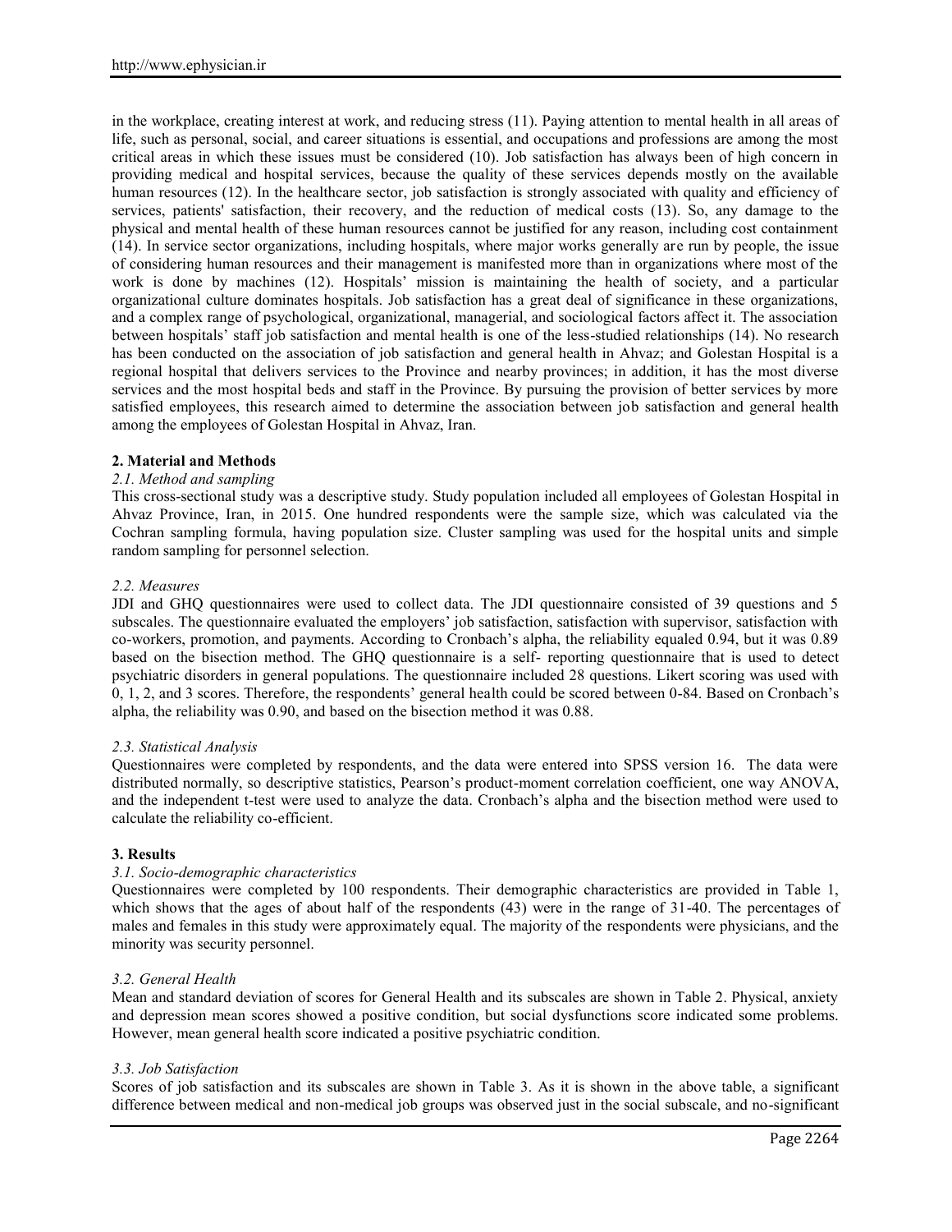in the workplace, creating interest at work, and reducing stress (11). Paying attention to mental health in all areas of life, such as personal, social, and career situations is essential, and occupations and professions are among the most critical areas in which these issues must be considered (10). Job satisfaction has always been of high concern in providing medical and hospital services, because the quality of these services depends mostly on the available human resources (12). In the healthcare sector, job satisfaction is strongly associated with quality and efficiency of services, patients' satisfaction, their recovery, and the reduction of medical costs (13). So, any damage to the physical and mental health of these human resources cannot be justified for any reason, including cost containment (14). In service sector organizations, including hospitals, where major works generally are run by people, the issue of considering human resources and their management is manifested more than in organizations where most of the work is done by machines (12). Hospitals' mission is maintaining the health of society, and a particular organizational culture dominates hospitals. Job satisfaction has a great deal of significance in these organizations, and a complex range of psychological, organizational, managerial, and sociological factors affect it. The association between hospitals' staff job satisfaction and mental health is one of the less-studied relationships (14). No research has been conducted on the association of job satisfaction and general health in Ahvaz; and Golestan Hospital is a regional hospital that delivers services to the Province and nearby provinces; in addition, it has the most diverse services and the most hospital beds and staff in the Province. By pursuing the provision of better services by more satisfied employees, this research aimed to determine the association between job satisfaction and general health among the employees of Golestan Hospital in Ahvaz, Iran.

## 2. Material and Methods

### *2.1. Method and sampling*

This cross-sectional study was a descriptive study. Study population included all employees of Golestan Hospital in Ahvaz Province, Iran, in 2015. One hundred respondents were the sample size, which was calculated via the Cochran sampling formula, having population size. Cluster sampling was used for the hospital units and simple random sampling for personnel selection.

### *2.2. Measures*

JDI and GHQ questionnaires were used to collect data. The JDI questionnaire consisted of 39 questions and 5 subscales. The questionnaire evaluated the employers' job satisfaction, satisfaction with supervisor, satisfaction with co-workers, promotion, and payments. According to Cronbach's alpha, the reliability equaled 0.94, but it was 0.89 based on the bisection method. The GHQ questionnaire is a self- reporting questionnaire that is used to detect psychiatric disorders in general populations. The questionnaire included 28 questions. Likert scoring was used with 0, 1, 2, and 3 scores. Therefore, the respondents' general health could be scored between 0-84. Based on Cronbach's alpha, the reliability was 0.90, and based on the bisection method it was 0.88.

### *2.3. Statistical Analysis*

Questionnaires were completed by respondents, and the data were entered into SPSS version 16. The data were distributed normally, so descriptive statistics, Pearson's product-moment correlation coefficient, one way ANOVA, and the independent t-test were used to analyze the data. Cronbach's alpha and the bisection method were used to calculate the reliability co-efficient.

## 3. Results

### *3.1. Socio-demographic characteristics*

Questionnaires were completed by 100 respondents. Their demographic characteristics are provided in Table 1, which shows that the ages of about half of the respondents (43) were in the range of 31-40. The percentages of males and females in this study were approximately equal. The majority of the respondents were physicians, and the minority was security personnel.

### *3.2. General Health*

Mean and standard deviation of scores for General Health and its subscales are shown in Table 2. Physical, anxiety and depression mean scores showed a positive condition, but social dysfunctions score indicated some problems. However, mean general health score indicated a positive psychiatric condition.

### *3.3. Job Satisfaction*

Scores of job satisfaction and its subscales are shown in Table 3. As it is shown in the above table, a significant difference between medical and non-medical job groups was observed just in the social subscale, and no-significant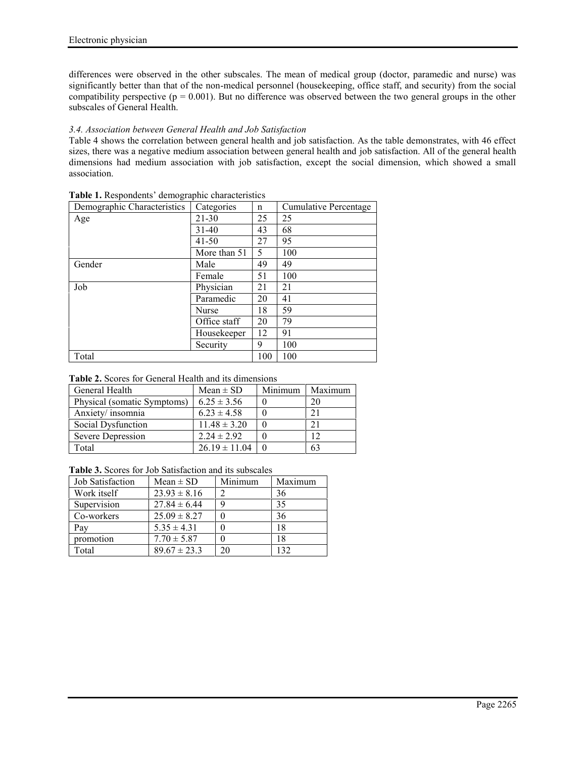differences were observed in the other subscales. The mean of medical group (doctor, paramedic and nurse) was significantly better than that of the non-medical personnel (housekeeping, office staff, and security) from the social compatibility perspective ($p = 0.001$). But no difference was observed between the two general groups in the other subscales of General Health.

### *3.4. Association between General Health and Job Satisfaction*

Table 4 shows the correlation between general health and job satisfaction. As the table demonstrates, with 46 effect sizes, there was a negative medium association between general health and job satisfaction. All of the general health dimensions had medium association with job satisfaction, except the social dimension, which showed a small association.

**Table 1.** Respondents' demographic characteristics

| Demographic Characteristics | Categories | n | Cumulative Percentage |
|---|---|---|---|
| Age | 21-30 | 25 | 25 |
| | 31-40 | 43 | 68 |
| | 41-50 | 27 | 95 |
| | More than 51 | 5 | 100 |
| Gender | Male | 49 | 49 |
| | Female | 51 | 100 |
| Job | Physician | 21 | 21 |
| | Paramedic | 20 | 41 |
| | Nurse | 18 | 59 |
| | Office staff | 20 | 79 |
| | Housekeeper | 12 | 91 |
| | Security | 9 | 100 |
| Total | | 100 | 100 |

**Table 2.** Scores for General Health and its dimensions

| General Health | Mean ± SD | Minimum | Maximum |
|---|---|---|---|
| Physical (somatic Symptoms) | 6.25 ± 3.56 | 0 | 20 |
| Anxiety/ insomnia | 6.23 ± 4.58 | 0 | 21 |
| Social Dysfunction | 11.48 ± 3.20 | 0 | 21 |
| Severe Depression | 2.24 ± 2.92 | 0 | 12 |
| Total | 26.19 ± 11.04 | 0 | 63 |

**Table 3.** Scores for Job Satisfaction and its subscales

| Job Satisfaction | Mean ± SD | Minimum | Maximum |
|---|---|---|---|
| Work itself | 23.93 ± 8.16 | 2 | 36 |
| Supervision | 27.84 ± 6.44 | 9 | 35 |
| Co-workers | 25.09 ± 8.27 | 0 | 36 |
| Pay | 5.35 ± 4.31 | 0 | 18 |
| promotion | 7.70 ± 5.87 | 0 | 18 |
| Total | 89.67 ± 23.3 | 20 | 132 |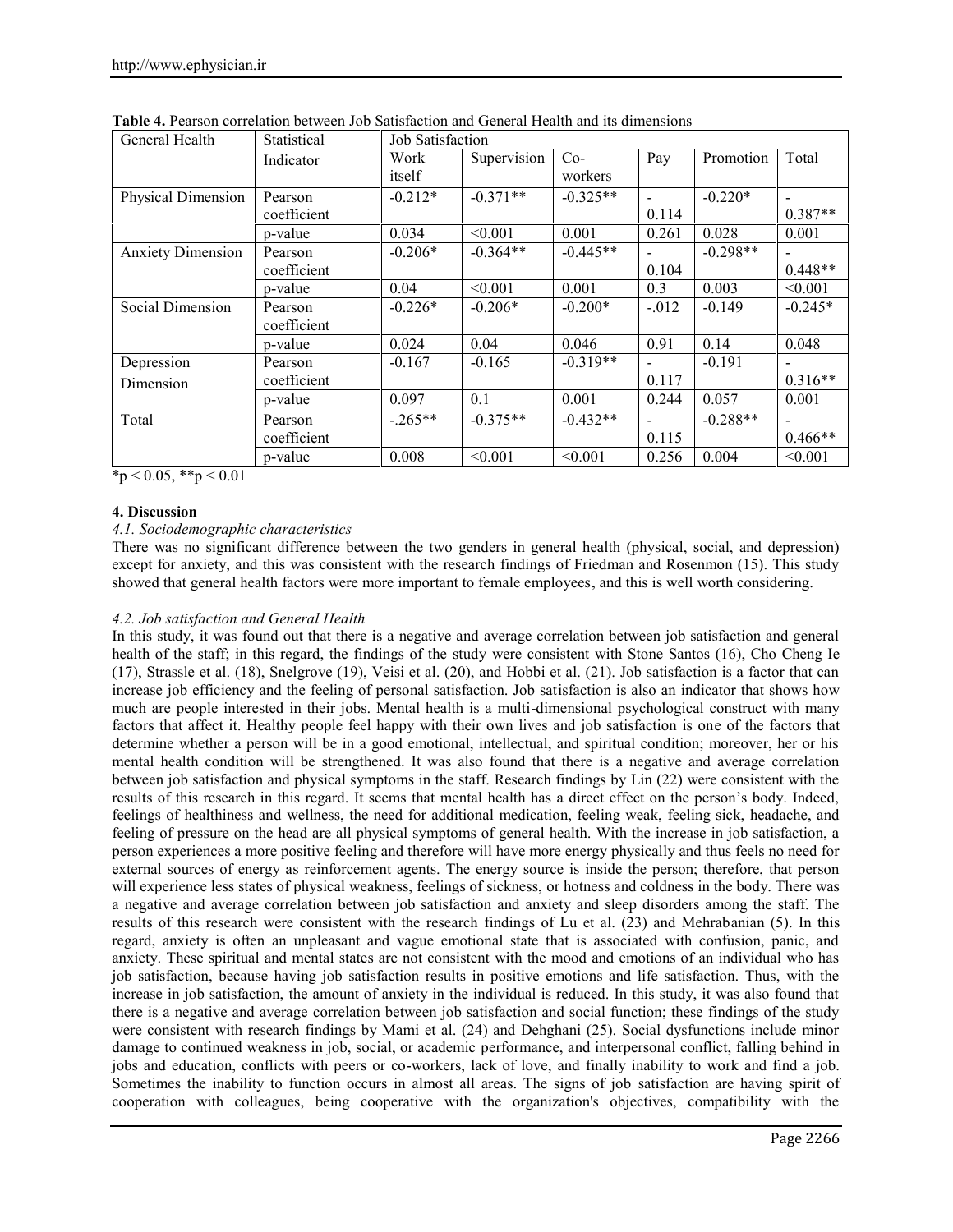**Table 4.** Pearson correlation between Job Satisfaction and General Health and its dimensions

| General Health | Statistical Indicator | Job Satisfaction | | | | | |
|---|---|---|---|---|---|---|---|
| | | Work itself | Supervision | Co-workers | Pay | Promotion | Total |
| Physical Dimension | Pearson coefficient | -0.212* | -0.371** | -0.325** | -0.114 | -0.220* | -0.387** |
| | p-value | 0.034 | <0.001 | 0.001 | 0.261 | 0.028 | 0.001 |
| Anxiety Dimension | Pearson coefficient | -0.206* | -0.364** | -0.445** | -0.104 | -0.298** | -0.448** |
| | p-value | 0.04 | <0.001 | 0.001 | 0.3 | 0.003 | <0.001 |
| Social Dimension | Pearson coefficient | -0.226* | -0.206* | -0.200* | -.012 | -0.149 | -0.245* |
| | p-value | 0.024 | 0.04 | 0.046 | 0.91 | 0.14 | 0.048 |
| Depression Dimension | Pearson coefficient | -0.167 | -0.165 | -0.319** | -0.117 | -0.191 | -0.316** |
| | p-value | 0.097 | 0.1 | 0.001 | 0.244 | 0.057 | 0.001 |
| Total | Pearson coefficient | -.265** | -0.375** | -0.432** | -0.115 | -0.288** | -0.466** |
| | p-value | 0.008 | <0.001 | <0.001 | 0.256 | 0.004 | <0.001 |

*$p < 0.05$, **$p < 0.01$

## 4. Discussion

### *4.1. Sociodemographic characteristics*

There was no significant difference between the two genders in general health (physical, social, and depression) except for anxiety, and this was consistent with the research findings of Friedman and Rosenmon (15). This study showed that general health factors were more important to female employees, and this is well worth considering.

### *4.2. Job satisfaction and General Health*

In this study, it was found out that there is a negative and average correlation between job satisfaction and general health of the staff; in this regard, the findings of the study were consistent with Stone Santos (16), Cho Cheng Ie (17), Strassle et al. (18), Snelgrove (19), Veisi et al. (20), and Hobbi et al. (21). Job satisfaction is a factor that can increase job efficiency and the feeling of personal satisfaction. Job satisfaction is also an indicator that shows how much are people interested in their jobs. Mental health is a multi-dimensional psychological construct with many factors that affect it. Healthy people feel happy with their own lives and job satisfaction is one of the factors that determine whether a person will be in a good emotional, intellectual, and spiritual condition; moreover, her or his mental health condition will be strengthened. It was also found that there is a negative and average correlation between job satisfaction and physical symptoms in the staff. Research findings by Lin (22) were consistent with the results of this research in this regard. It seems that mental health has a direct effect on the person's body. Indeed, feelings of healthiness and wellness, the need for additional medication, feeling weak, feeling sick, headache, and feeling of pressure on the head are all physical symptoms of general health. With the increase in job satisfaction, a person experiences a more positive feeling and therefore will have more energy physically and thus feels no need for external sources of energy as reinforcement agents. The energy source is inside the person; therefore, that person will experience less states of physical weakness, feelings of sickness, or hotness and coldness in the body. There was a negative and average correlation between job satisfaction and anxiety and sleep disorders among the staff. The results of this research were consistent with the research findings of Lu et al. (23) and Mehrabanian (5). In this regard, anxiety is often an unpleasant and vague emotional state that is associated with confusion, panic, and anxiety. These spiritual and mental states are not consistent with the mood and emotions of an individual who has job satisfaction, because having job satisfaction results in positive emotions and life satisfaction. Thus, with the increase in job satisfaction, the amount of anxiety in the individual is reduced. In this study, it was also found that there is a negative and average correlation between job satisfaction and social function; these findings of the study were consistent with research findings by Mami et al. (24) and Dehghani (25). Social dysfunctions include minor damage to continued weakness in job, social, or academic performance, and interpersonal conflict, falling behind in jobs and education, conflicts with peers or co-workers, lack of love, and finally inability to work and find a job. Sometimes the inability to function occurs in almost all areas. The signs of job satisfaction are having spirit of cooperation with colleagues, being cooperative with the organization's objectives, compatibility with the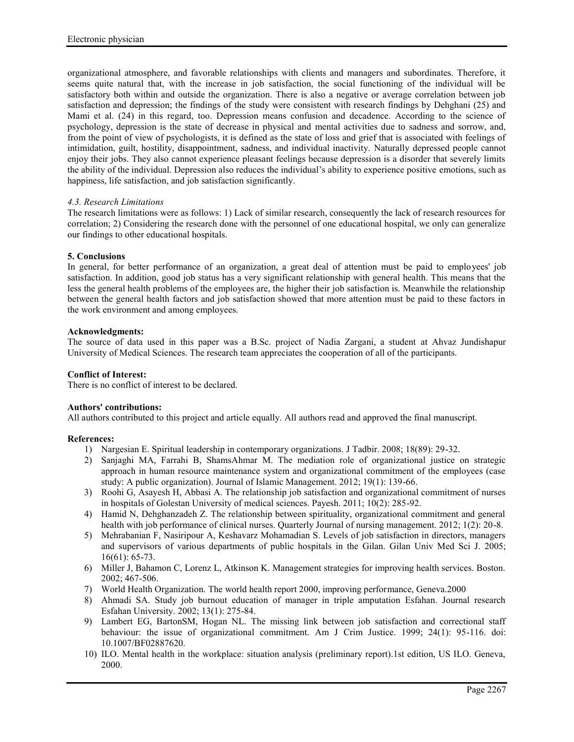organizational atmosphere, and favorable relationships with clients and managers and subordinates. Therefore, it seems quite natural that, with the increase in job satisfaction, the social functioning of the individual will be satisfactory both within and outside the organization. There is also a negative or average correlation between job satisfaction and depression; the findings of the study were consistent with research findings by Dehghani (25) and Mami et al. (24) in this regard, too. Depression means confusion and decadence. According to the science of psychology, depression is the state of decrease in physical and mental activities due to sadness and sorrow, and, from the point of view of psychologists, it is defined as the state of loss and grief that is associated with feelings of intimidation, guilt, hostility, disappointment, sadness, and individual inactivity. Naturally depressed people cannot enjoy their jobs. They also cannot experience pleasant feelings because depression is a disorder that severely limits the ability of the individual. Depression also reduces the individual's ability to experience positive emotions, such as happiness, life satisfaction, and job satisfaction significantly.

### *4.3. Research Limitations*

The research limitations were as follows: 1) Lack of similar research, consequently the lack of research resources for correlation; 2) Considering the research done with the personnel of one educational hospital, we only can generalize our findings to other educational hospitals.

## **5. Conclusions**

In general, for better performance of an organization, a great deal of attention must be paid to employees' job satisfaction. In addition, good job status has a very significant relationship with general health. This means that the less the general health problems of the employees are, the higher their job satisfaction is. Meanwhile the relationship between the general health factors and job satisfaction showed that more attention must be paid to these factors in the work environment and among employees.

**Acknowledgments:**

The source of data used in this paper was a B.Sc. project of Nadia Zargani, a student at Ahvaz Jundishapur University of Medical Sciences. The research team appreciates the cooperation of all of the participants.

**Conflict of Interest:**

There is no conflict of interest to be declared.

**Authors' contributions:**

All authors contributed to this project and article equally. All authors read and approved the final manuscript.

**References:**

1) Nargesian E. Spiritual leadership in contemporary organizations. J Tadbir. 2008; 18(89): 29-32.
2) Sanjaghi MA, Farrahi B, ShamsAhmar M. The mediation role of organizational justice on strategic approach in human resource maintenance system and organizational commitment of the employees (case study: A public organization). Journal of Islamic Management. 2012; 19(1): 139-66.
3) Roohi G, Asayesh H, Abbasi A. The relationship job satisfaction and organizational commitment of nurses in hospitals of Golestan University of medical sciences. Payesh. 2011; 10(2): 285-92.
4) Hamid N, Dehghanzadeh Z. The relationship between spirituality, organizational commitment and general health with job performance of clinical nurses. Quarterly Journal of nursing management. 2012; 1(2): 20-8.
5) Mehrabanian F, Nasiripour A, Keshavarz Mohamadian S. Levels of job satisfaction in directors, managers and supervisors of various departments of public hospitals in the Gilan. Gilan Univ Med Sci J. 2005; 16(61): 65-73.
6) Miller J, Bahamon C, Lorenz L, Atkinson K. Management strategies for improving health services. Boston. 2002; 467-506.
7) World Health Organization. The world health report 2000, improving performance, Geneva.2000
8) Ahmadi SA. Study job burnout education of manager in triple amputation Esfahan. Journal research Esfahan University. 2002; 13(1): 275-84.
9) Lambert EG, BartonSM, Hogan NL. The missing link between job satisfaction and correctional staff behaviour: the issue of organizational commitment. Am J Crim Justice. 1999; 24(1): 95-116. doi: 10.1007/BF02887620.
10) ILO. Mental health in the workplace: situation analysis (preliminary report).1st edition, US ILO. Geneva, 2000.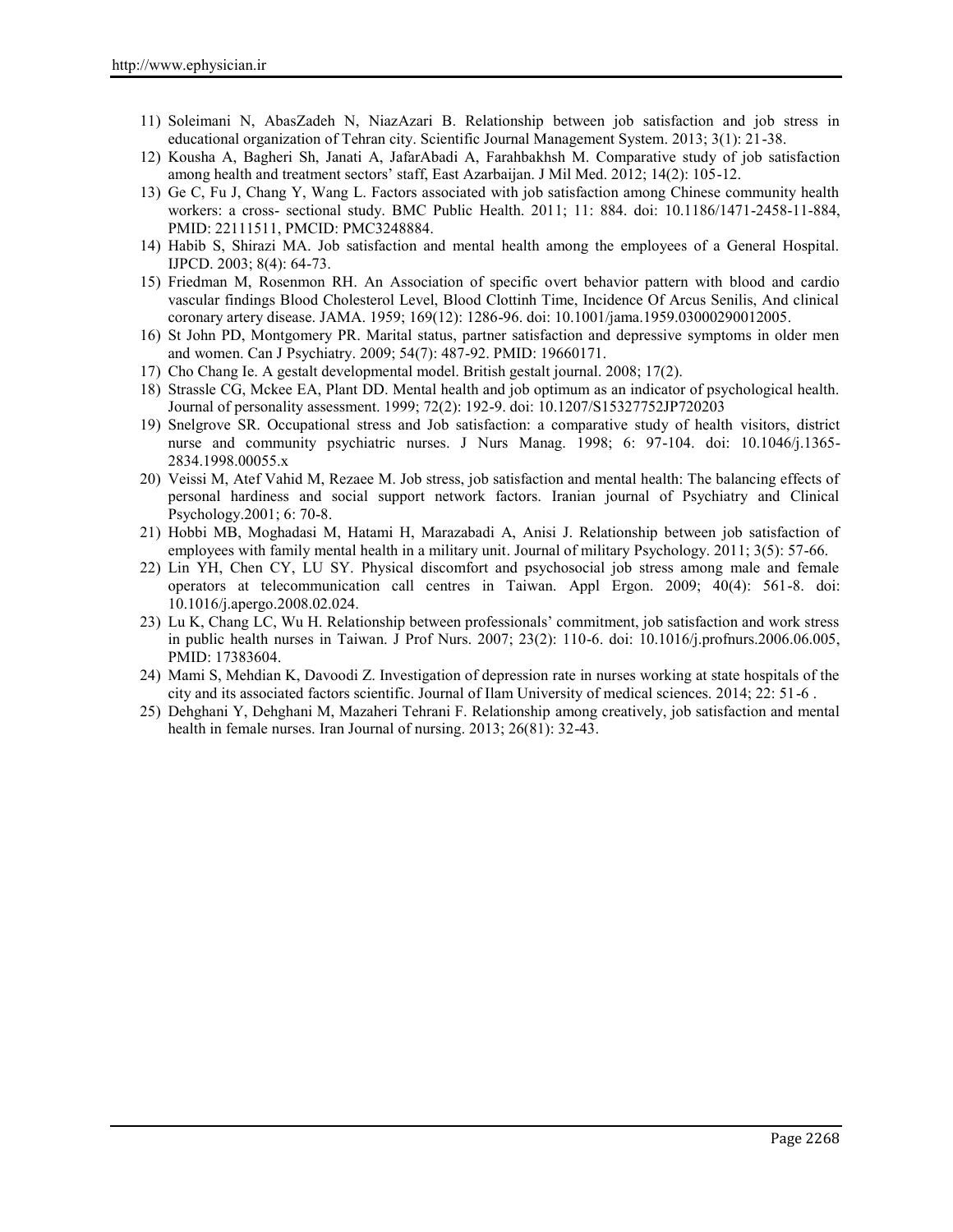11) Soleimani N, AbasZadeh N, NiazAzari B. Relationship between job satisfaction and job stress in educational organization of Tehran city. Scientific Journal Management System. 2013; 3(1): 21-38.
12) Kousha A, Bagheri Sh, Janati A, JafarAbadi A, Farahbakhsh M. Comparative study of job satisfaction among health and treatment sectors' staff, East Azarbaijan. J Mil Med. 2012; 14(2): 105-12.
13) Ge C, Fu J, Chang Y, Wang L. Factors associated with job satisfaction among Chinese community health workers: a cross- sectional study. BMC Public Health. 2011; 11: 884. doi: 10.1186/1471-2458-11-884, PMID: 22111511, PMCID: PMC3248884.
14) Habib S, Shirazi MA. Job satisfaction and mental health among the employees of a General Hospital. IJPCD. 2003; 8(4): 64-73.
15) Friedman M, Rosenmon RH. An Association of specific overt behavior pattern with blood and cardio vascular findings Blood Cholesterol Level, Blood Clottinh Time, Incidence Of Arcus Senilis, And clinical coronary artery disease. JAMA. 1959; 169(12): 1286-96. doi: 10.1001/jama.1959.03000290012005.
16) St John PD, Montgomery PR. Marital status, partner satisfaction and depressive symptoms in older men and women. Can J Psychiatry. 2009; 54(7): 487-92. PMID: 19660171.
17) Cho Chang Ie. A gestalt developmental model. British gestalt journal. 2008; 17(2).
18) Strassle CG, Mckee EA, Plant DD. Mental health and job optimum as an indicator of psychological health. Journal of personality assessment. 1999; 72(2): 192-9. doi: 10.1207/S15327752JP720203
19) Snelgrove SR. Occupational stress and Job satisfaction: a comparative study of health visitors, district nurse and community psychiatric nurses. J Nurs Manag. 1998; 6: 97-104. doi: 10.1046/j.1365-2834.1998.00055.x
20) Veissi M, Atef Vahid M, Rezaee M. Job stress, job satisfaction and mental health: The balancing effects of personal hardiness and social support network factors. Iranian journal of Psychiatry and Clinical Psychology.2001; 6: 70-8.
21) Hobbi MB, Moghadasi M, Hatami H, Marazabadi A, Anisi J. Relationship between job satisfaction of employees with family mental health in a military unit. Journal of military Psychology. 2011; 3(5): 57-66.
22) Lin YH, Chen CY, LU SY. Physical discomfort and psychosocial job stress among male and female operators at telecommunication call centres in Taiwan. Appl Ergon. 2009; 40(4): 561-8. doi: 10.1016/j.apergo.2008.02.024.
23) Lu K, Chang LC, Wu H. Relationship between professionals' commitment, job satisfaction and work stress in public health nurses in Taiwan. J Prof Nurs. 2007; 23(2): 110-6. doi: 10.1016/j.profnurs.2006.06.005, PMID: 17383604.
24) Mami S, Mehdian K, Davoodi Z. Investigation of depression rate in nurses working at state hospitals of the city and its associated factors scientific. Journal of Ilam University of medical sciences. 2014; 22: 51-6 .
25) Dehghani Y, Dehghani M, Mazaheri Tehrani F. Relationship among creatively, job satisfaction and mental health in female nurses. Iran Journal of nursing. 2013; 26(81): 32-43.